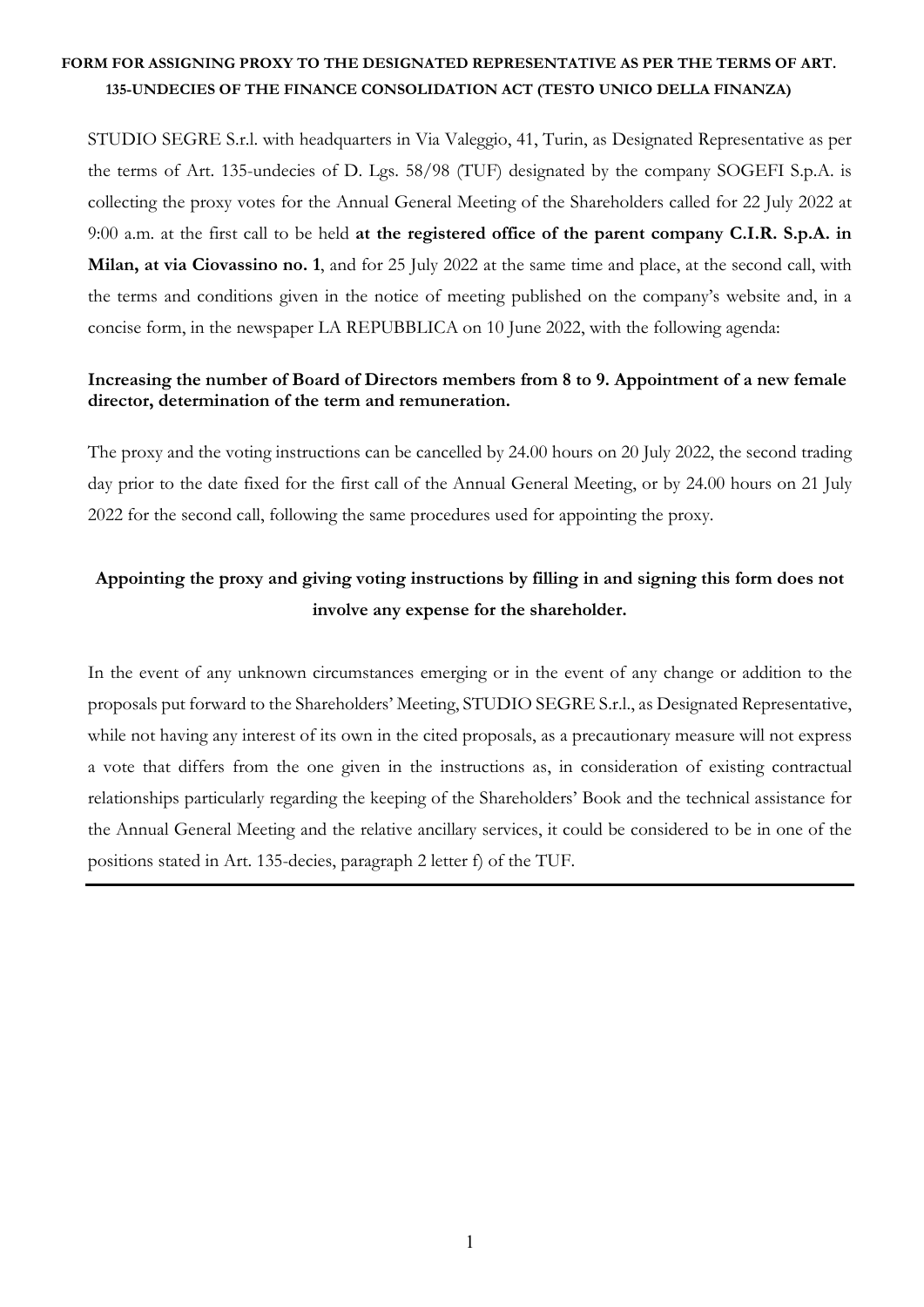**FORM FOR ASSIGNING PROXY TO THE DESIGNATED REPRESENTATIVE AS PER THE TERMS OF ART. 135-UNDECIES OF THE FINANCE CONSOLIDATION ACT (TESTO UNICO DELLA FINANZA)**

STUDIO SEGRE S.r.l. with headquarters in Via Valeggio, 41, Turin, as Designated Representative as per the terms of Art. 135-undecies of D. Lgs. 58/98 (TUF) designated by the company SOGEFI S.p.A. is collecting the proxy votes for the Annual General Meeting of the Shareholders called for 22 July 2022 at 9:00 a.m. at the first call to be held **at the registered office of the parent company C.I.R. S.p.A. in Milan, at via Ciovassino no. 1**, and for 25 July 2022 at the same time and place, at the second call, with the terms and conditions given in the notice of meeting published on the company's website and, in a concise form, in the newspaper LA REPUBBLICA on 10 June 2022, with the following agenda:

**Increasing the number of Board of Directors members from 8 to 9. Appointment of a new female director, determination of the term and remuneration.**

The proxy and the voting instructions can be cancelled by 24.00 hours on 20 July 2022, the second trading day prior to the date fixed for the first call of the Annual General Meeting, or by 24.00 hours on 21 July 2022 for the second call, following the same procedures used for appointing the proxy.

**Appointing the proxy and giving voting instructions by filling in and signing this form does not involve any expense for the shareholder.**

In the event of any unknown circumstances emerging or in the event of any change or addition to the proposals put forward to the Shareholders' Meeting, STUDIO SEGRE S.r.l., as Designated Representative, while not having any interest of its own in the cited proposals, as a precautionary measure will not express a vote that differs from the one given in the instructions as, in consideration of existing contractual relationships particularly regarding the keeping of the Shareholders' Book and the technical assistance for the Annual General Meeting and the relative ancillary services, it could be considered to be in one of the positions stated in Art. 135-decies, paragraph 2 letter f) of the TUF.

---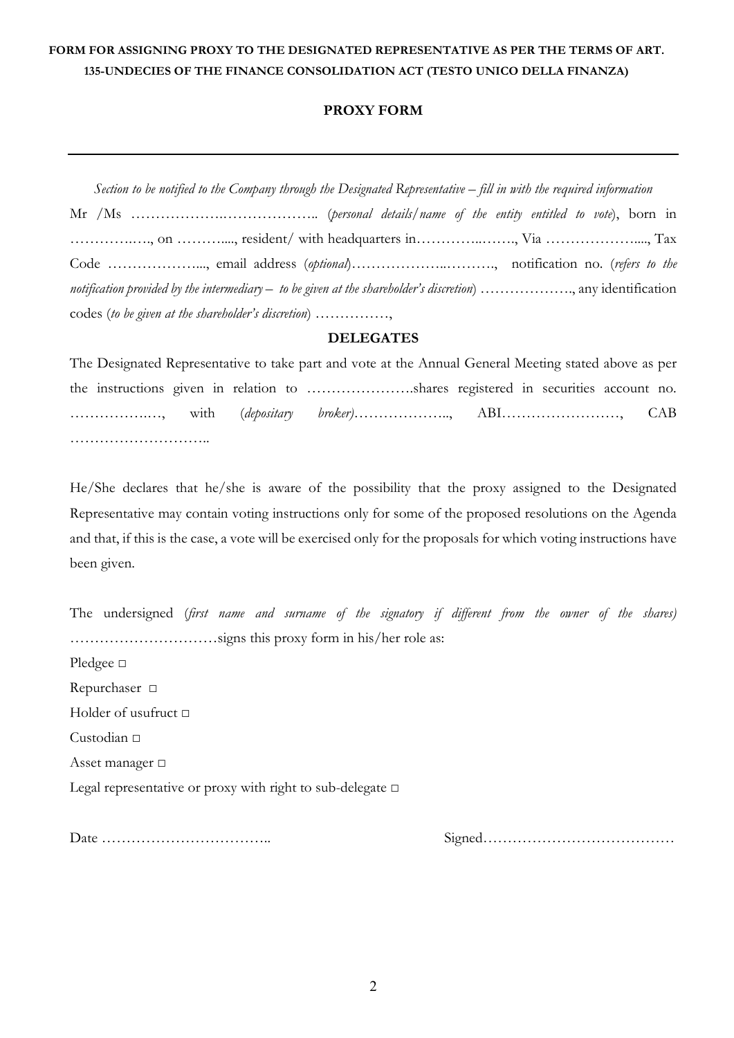**FORM FOR ASSIGNING PROXY TO THE DESIGNATED REPRESENTATIVE AS PER THE TERMS OF ART. 135-UNDECIES OF THE FINANCE CONSOLIDATION ACT (TESTO UNICO DELLA FINANZA)**

**PROXY FORM**

---

*Section to be notified to the Company through the Designated Representative – fill in with the required information*

Mr /Ms ……………….……………….. (*personal details/name of the entity entitled to vote*), born in …………..…., on ……….…, resident/ with headquarters in…………..……., Via ……………….…, Tax Code ……………….…, email address (*optional*)………………..………., notification no. (*refers to the notification provided by the intermediary – to be given at the shareholder's discretion*) ………………., any identification codes (*to be given at the shareholder's discretion*) ……………,

**DELEGATES**

The Designated Representative to take part and vote at the Annual General Meeting stated above as per the instructions given in relation to ………………….shares registered in securities account no. …………….…, with (*depositary broker*)……………….., ABI……………………, CAB ………………………..

He/She declares that he/she is aware of the possibility that the proxy assigned to the Designated Representative may contain voting instructions only for some of the proposed resolutions on the Agenda and that, if this is the case, a vote will be exercised only for the proposals for which voting instructions have been given.

The undersigned (*first name and surname of the signatory if different from the owner of the shares)* …………………………signs this proxy form in his/her role as:

Pledgee □

Repurchaser □

Holder of usufruct □

Custodian □

Asset manager □

Legal representative or proxy with right to sub-delegate □

Date ……………………………..  Signed…………………………………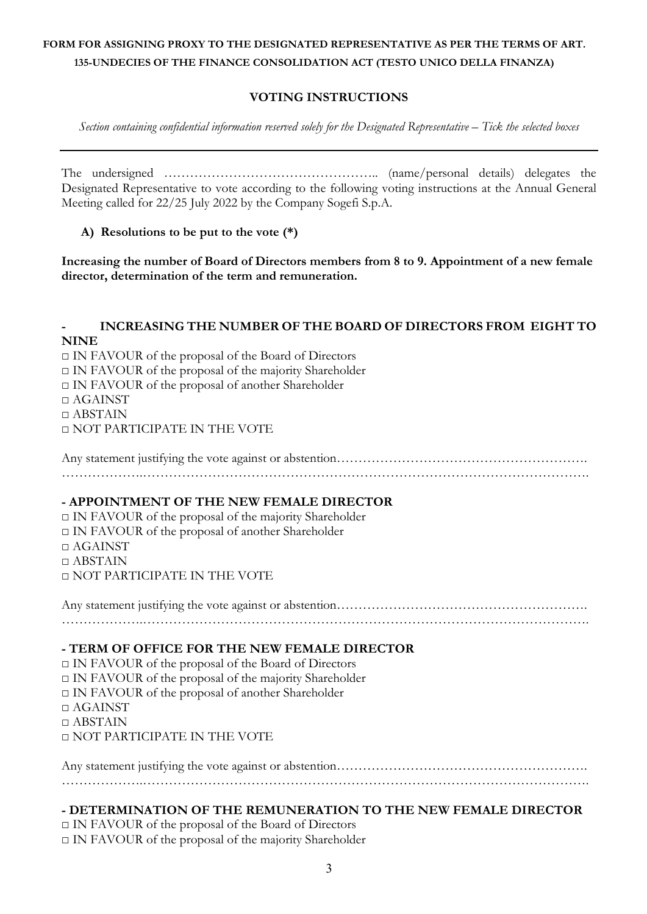**FORM FOR ASSIGNING PROXY TO THE DESIGNATED REPRESENTATIVE AS PER THE TERMS OF ART. 135-UNDECIES OF THE FINANCE CONSOLIDATION ACT (TESTO UNICO DELLA FINANZA)**

**VOTING INSTRUCTIONS**

*Section containing confidential information reserved solely for the Designated Representative – Tick the selected boxes*

---

The undersigned ………………………………………….. (name/personal details) delegates the Designated Representative to vote according to the following voting instructions at the Annual General Meeting called for 22/25 July 2022 by the Company Sogefi S.p.A.

**A) Resolutions to be put to the vote (\*)**

**Increasing the number of Board of Directors members from 8 to 9. Appointment of a new female director, determination of the term and remuneration.**

**- INCREASING THE NUMBER OF THE BOARD OF DIRECTORS FROM EIGHT TO NINE**

□ IN FAVOUR of the proposal of the Board of Directors
□ IN FAVOUR of the proposal of the majority Shareholder
□ IN FAVOUR of the proposal of another Shareholder
□ AGAINST
□ ABSTAIN
□ NOT PARTICIPATE IN THE VOTE

Any statement justifying the vote against or abstention……………………………………………….
……………….……………………………………………………………………………………….

**- APPOINTMENT OF THE NEW FEMALE DIRECTOR**

□ IN FAVOUR of the proposal of the majority Shareholder
□ IN FAVOUR of the proposal of another Shareholder
□ AGAINST
□ ABSTAIN
□ NOT PARTICIPATE IN THE VOTE

Any statement justifying the vote against or abstention……………………………………………….
……………….……………………………………………………………………………………….

**- TERM OF OFFICE FOR THE NEW FEMALE DIRECTOR**

□ IN FAVOUR of the proposal of the Board of Directors
□ IN FAVOUR of the proposal of the majority Shareholder
□ IN FAVOUR of the proposal of another Shareholder
□ AGAINST
□ ABSTAIN
□ NOT PARTICIPATE IN THE VOTE

Any statement justifying the vote against or abstention……………………………………………….
……………….……………………………………………………………………………………….

**- DETERMINATION OF THE REMUNERATION TO THE NEW FEMALE DIRECTOR**

□ IN FAVOUR of the proposal of the Board of Directors
□ IN FAVOUR of the proposal of the majority Shareholder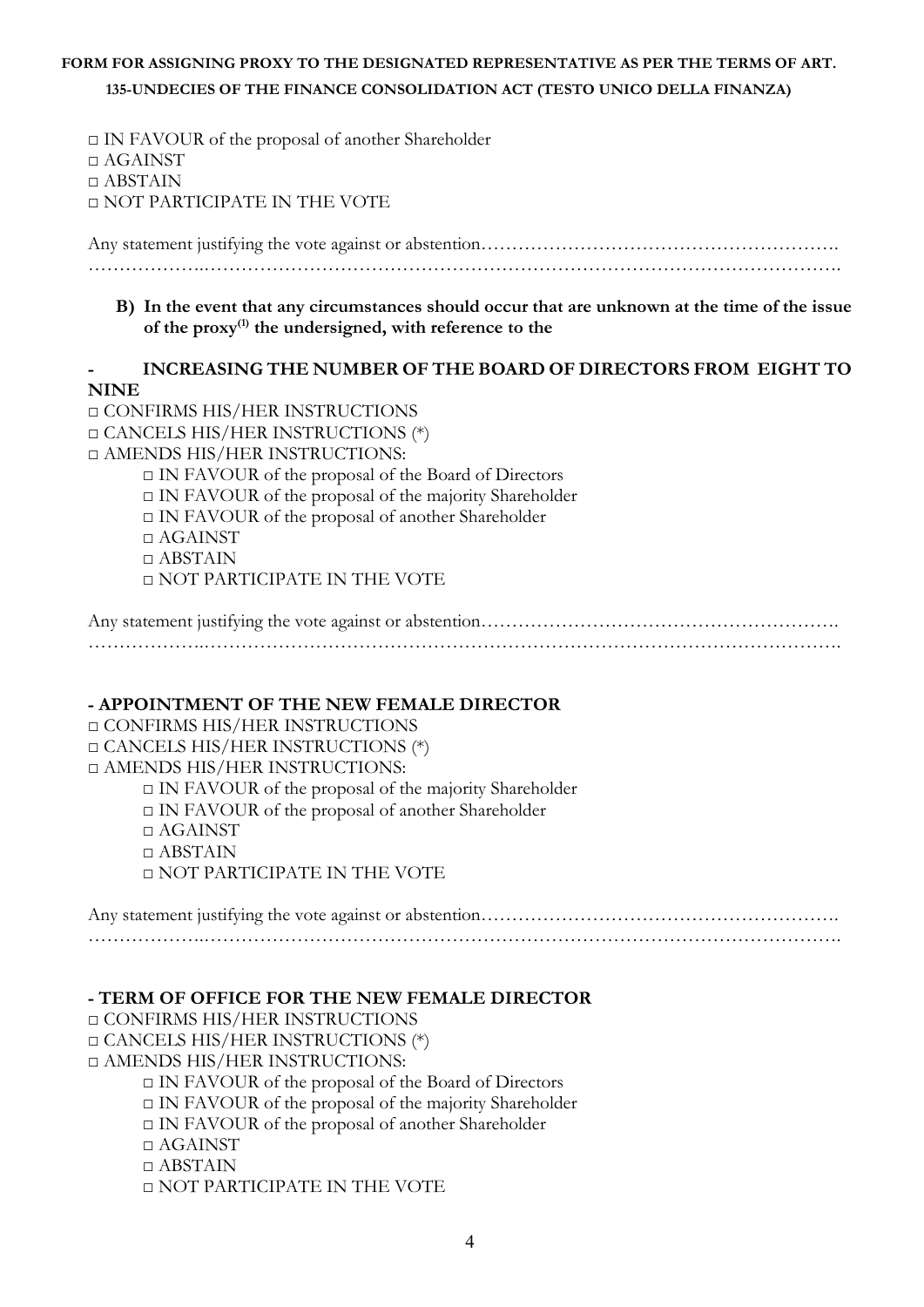**FORM FOR ASSIGNING PROXY TO THE DESIGNATED REPRESENTATIVE AS PER THE TERMS OF ART. 135-UNDECIES OF THE FINANCE CONSOLIDATION ACT (TESTO UNICO DELLA FINANZA)**

□ IN FAVOUR of the proposal of another Shareholder
□ AGAINST
□ ABSTAIN
□ NOT PARTICIPATE IN THE VOTE

Any statement justifying the vote against or abstention………………………………………………….
……………….……………………………………………………………………………………….

**B) In the event that any circumstances should occur that are unknown at the time of the issue of the proxy[1] the undersigned, with reference to the**

**- INCREASING THE NUMBER OF THE BOARD OF DIRECTORS FROM EIGHT TO NINE**

□ CONFIRMS HIS/HER INSTRUCTIONS
□ CANCELS HIS/HER INSTRUCTIONS (*)
□ AMENDS HIS/HER INSTRUCTIONS:
- □ IN FAVOUR of the proposal of the Board of Directors
- □ IN FAVOUR of the proposal of the majority Shareholder
- □ IN FAVOUR of the proposal of another Shareholder
- □ AGAINST
- □ ABSTAIN
- □ NOT PARTICIPATE IN THE VOTE

Any statement justifying the vote against or abstention………………………………………………….
……………….……………………………………………………………………………………….

**- APPOINTMENT OF THE NEW FEMALE DIRECTOR**

□ CONFIRMS HIS/HER INSTRUCTIONS
□ CANCELS HIS/HER INSTRUCTIONS (*)
□ AMENDS HIS/HER INSTRUCTIONS:
- □ IN FAVOUR of the proposal of the majority Shareholder
- □ IN FAVOUR of the proposal of another Shareholder
- □ AGAINST
- □ ABSTAIN
- □ NOT PARTICIPATE IN THE VOTE

Any statement justifying the vote against or abstention………………………………………………….
……………….……………………………………………………………………………………….

**- TERM OF OFFICE FOR THE NEW FEMALE DIRECTOR**

□ CONFIRMS HIS/HER INSTRUCTIONS
□ CANCELS HIS/HER INSTRUCTIONS (*)
□ AMENDS HIS/HER INSTRUCTIONS:
- □ IN FAVOUR of the proposal of the Board of Directors
- □ IN FAVOUR of the proposal of the majority Shareholder
- □ IN FAVOUR of the proposal of another Shareholder
- □ AGAINST
- □ ABSTAIN
- □ NOT PARTICIPATE IN THE VOTE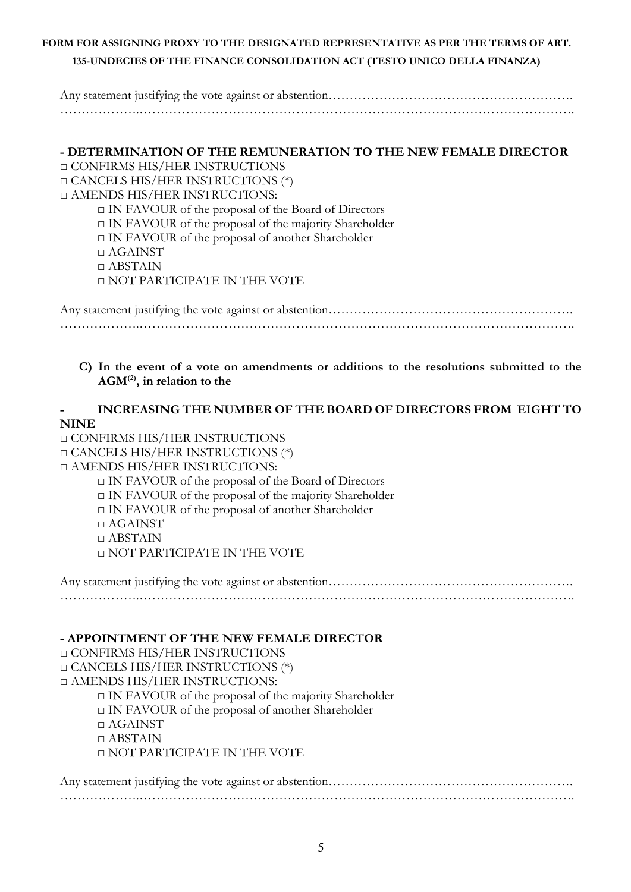**FORM FOR ASSIGNING PROXY TO THE DESIGNATED REPRESENTATIVE AS PER THE TERMS OF ART. 135-UNDECIES OF THE FINANCE CONSOLIDATION ACT (TESTO UNICO DELLA FINANZA)**

Any statement justifying the vote against or abstention………………………………………………….
………………..…………………………………………………………………………………………….

**- DETERMINATION OF THE REMUNERATION TO THE NEW FEMALE DIRECTOR**

□ CONFIRMS HIS/HER INSTRUCTIONS
□ CANCELS HIS/HER INSTRUCTIONS (*)
□ AMENDS HIS/HER INSTRUCTIONS:

- □ IN FAVOUR of the proposal of the Board of Directors
- □ IN FAVOUR of the proposal of the majority Shareholder
- □ IN FAVOUR of the proposal of another Shareholder
- □ AGAINST
- □ ABSTAIN
- □ NOT PARTICIPATE IN THE VOTE

Any statement justifying the vote against or abstention………………………………………………….
………………..…………………………………………………………………………………………….

**C) In the event of a vote on amendments or additions to the resolutions submitted to the AGM[(2)], in relation to the**

**- INCREASING THE NUMBER OF THE BOARD OF DIRECTORS FROM EIGHT TO NINE**

□ CONFIRMS HIS/HER INSTRUCTIONS
□ CANCELS HIS/HER INSTRUCTIONS (*)
□ AMENDS HIS/HER INSTRUCTIONS:

- □ IN FAVOUR of the proposal of the Board of Directors
- □ IN FAVOUR of the proposal of the majority Shareholder
- □ IN FAVOUR of the proposal of another Shareholder
- □ AGAINST
- □ ABSTAIN
- □ NOT PARTICIPATE IN THE VOTE

Any statement justifying the vote against or abstention………………………………………………….
………………..…………………………………………………………………………………………….

**- APPOINTMENT OF THE NEW FEMALE DIRECTOR**

□ CONFIRMS HIS/HER INSTRUCTIONS
□ CANCELS HIS/HER INSTRUCTIONS (*)
□ AMENDS HIS/HER INSTRUCTIONS:

- □ IN FAVOUR of the proposal of the majority Shareholder
- □ IN FAVOUR of the proposal of another Shareholder
- □ AGAINST
- □ ABSTAIN
- □ NOT PARTICIPATE IN THE VOTE

Any statement justifying the vote against or abstention………………………………………………….
………………..…………………………………………………………………………………………….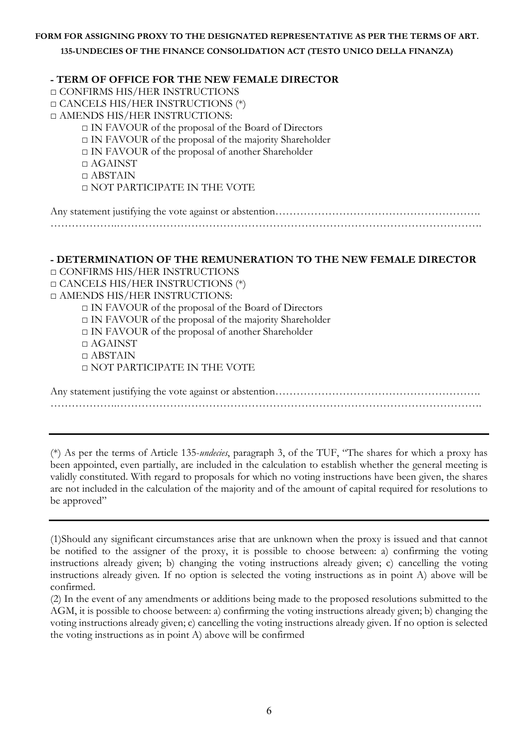**FORM FOR ASSIGNING PROXY TO THE DESIGNATED REPRESENTATIVE AS PER THE TERMS OF ART. 135-UNDECIES OF THE FINANCE CONSOLIDATION ACT (TESTO UNICO DELLA FINANZA)**

**- TERM OF OFFICE FOR THE NEW FEMALE DIRECTOR**

□ CONFIRMS HIS/HER INSTRUCTIONS
□ CANCELS HIS/HER INSTRUCTIONS (*)
□ AMENDS HIS/HER INSTRUCTIONS:

- □ IN FAVOUR of the proposal of the Board of Directors
- □ IN FAVOUR of the proposal of the majority Shareholder
- □ IN FAVOUR of the proposal of another Shareholder
- □ AGAINST
- □ ABSTAIN
- □ NOT PARTICIPATE IN THE VOTE

Any statement justifying the vote against or abstention……………………………………………….
……………….……………………………………………………………………………………….

**- DETERMINATION OF THE REMUNERATION TO THE NEW FEMALE DIRECTOR**

□ CONFIRMS HIS/HER INSTRUCTIONS
□ CANCELS HIS/HER INSTRUCTIONS (*)
□ AMENDS HIS/HER INSTRUCTIONS:

- □ IN FAVOUR of the proposal of the Board of Directors
- □ IN FAVOUR of the proposal of the majority Shareholder
- □ IN FAVOUR of the proposal of another Shareholder
- □ AGAINST
- □ ABSTAIN
- □ NOT PARTICIPATE IN THE VOTE

Any statement justifying the vote against or abstention……………………………………………….
……………….……………………………………………………………………………………….

---

(*) As per the terms of Article 135-*undecies*, paragraph 3, of the TUF, "The shares for which a proxy has been appointed, even partially, are included in the calculation to establish whether the general meeting is validly constituted. With regard to proposals for which no voting instructions have been given, the shares are not included in the calculation of the majority and of the amount of capital required for resolutions to be approved"

---

(1)Should any significant circumstances arise that are unknown when the proxy is issued and that cannot be notified to the assigner of the proxy, it is possible to choose between: a) confirming the voting instructions already given; b) changing the voting instructions already given; c) cancelling the voting instructions already given. If no option is selected the voting instructions as in point A) above will be confirmed.

(2) In the event of any amendments or additions being made to the proposed resolutions submitted to the AGM, it is possible to choose between: a) confirming the voting instructions already given; b) changing the voting instructions already given; c) cancelling the voting instructions already given. If no option is selected the voting instructions as in point A) above will be confirmed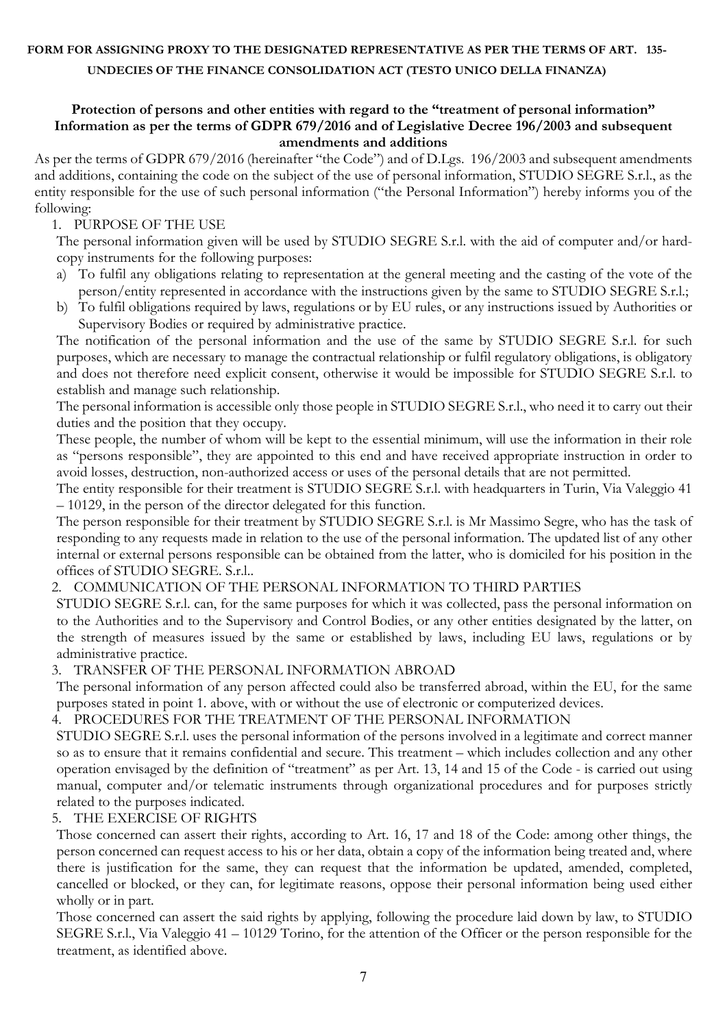**FORM FOR ASSIGNING PROXY TO THE DESIGNATED REPRESENTATIVE AS PER THE TERMS OF ART. 135-UNDECIES OF THE FINANCE CONSOLIDATION ACT (TESTO UNICO DELLA FINANZA)**

**Protection of persons and other entities with regard to the "treatment of personal information" Information as per the terms of GDPR 679/2016 and of Legislative Decree 196/2003 and subsequent amendments and additions**

As per the terms of GDPR 679/2016 (hereinafter "the Code") and of D.Lgs. 196/2003 and subsequent amendments and additions, containing the code on the subject of the use of personal information, STUDIO SEGRE S.r.l., as the entity responsible for the use of such personal information ("the Personal Information") hereby informs you of the following:

1. PURPOSE OF THE USE

   The personal information given will be used by STUDIO SEGRE S.r.l. with the aid of computer and/or hard-copy instruments for the following purposes:

   a) To fulfil any obligations relating to representation at the general meeting and the casting of the vote of the person/entity represented in accordance with the instructions given by the same to STUDIO SEGRE S.r.l.;
   b) To fulfil obligations required by laws, regulations or by EU rules, or any instructions issued by Authorities or Supervisory Bodies or required by administrative practice.

   The notification of the personal information and the use of the same by STUDIO SEGRE S.r.l. for such purposes, which are necessary to manage the contractual relationship or fulfil regulatory obligations, is obligatory and does not therefore need explicit consent, otherwise it would be impossible for STUDIO SEGRE S.r.l. to establish and manage such relationship.

   The personal information is accessible only those people in STUDIO SEGRE S.r.l., who need it to carry out their duties and the position that they occupy.

   These people, the number of whom will be kept to the essential minimum, will use the information in their role as "persons responsible", they are appointed to this end and have received appropriate instruction in order to avoid losses, destruction, non-authorized access or uses of the personal details that are not permitted.

   The entity responsible for their treatment is STUDIO SEGRE S.r.l. with headquarters in Turin, Via Valeggio 41 – 10129, in the person of the director delegated for this function.

   The person responsible for their treatment by STUDIO SEGRE S.r.l. is Mr Massimo Segre, who has the task of responding to any requests made in relation to the use of the personal information. The updated list of any other internal or external persons responsible can be obtained from the latter, who is domiciled for his position in the offices of STUDIO SEGRE. S.r.l..

2. COMMUNICATION OF THE PERSONAL INFORMATION TO THIRD PARTIES

   STUDIO SEGRE S.r.l. can, for the same purposes for which it was collected, pass the personal information on to the Authorities and to the Supervisory and Control Bodies, or any other entities designated by the latter, on the strength of measures issued by the same or established by laws, including EU laws, regulations or by administrative practice.

3. TRANSFER OF THE PERSONAL INFORMATION ABROAD

   The personal information of any person affected could also be transferred abroad, within the EU, for the same purposes stated in point 1. above, with or without the use of electronic or computerized devices.

4. PROCEDURES FOR THE TREATMENT OF THE PERSONAL INFORMATION

   STUDIO SEGRE S.r.l. uses the personal information of the persons involved in a legitimate and correct manner so as to ensure that it remains confidential and secure. This treatment – which includes collection and any other operation envisaged by the definition of "treatment" as per Art. 13, 14 and 15 of the Code - is carried out using manual, computer and/or telematic instruments through organizational procedures and for purposes strictly related to the purposes indicated.

5. THE EXERCISE OF RIGHTS

   Those concerned can assert their rights, according to Art. 16, 17 and 18 of the Code: among other things, the person concerned can request access to his or her data, obtain a copy of the information being treated and, where there is justification for the same, they can request that the information be updated, amended, completed, cancelled or blocked, or they can, for legitimate reasons, oppose their personal information being used either wholly or in part.

   Those concerned can assert the said rights by applying, following the procedure laid down by law, to STUDIO SEGRE S.r.l., Via Valeggio 41 – 10129 Torino, for the attention of the Officer or the person responsible for the treatment, as identified above.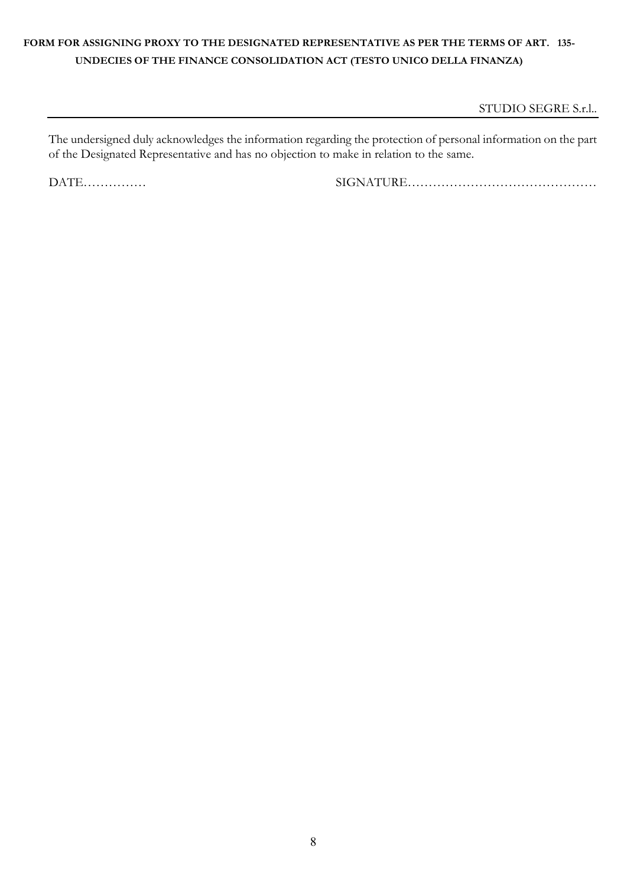**FORM FOR ASSIGNING PROXY TO THE DESIGNATED REPRESENTATIVE AS PER THE TERMS OF ART. 135-UNDECIES OF THE FINANCE CONSOLIDATION ACT (TESTO UNICO DELLA FINANZA)**

STUDIO SEGRE S.r.l..

---

The undersigned duly acknowledges the information regarding the protection of personal information on the part of the Designated Representative and has no objection to make in relation to the same.

DATE…………… SIGNATURE………………………………………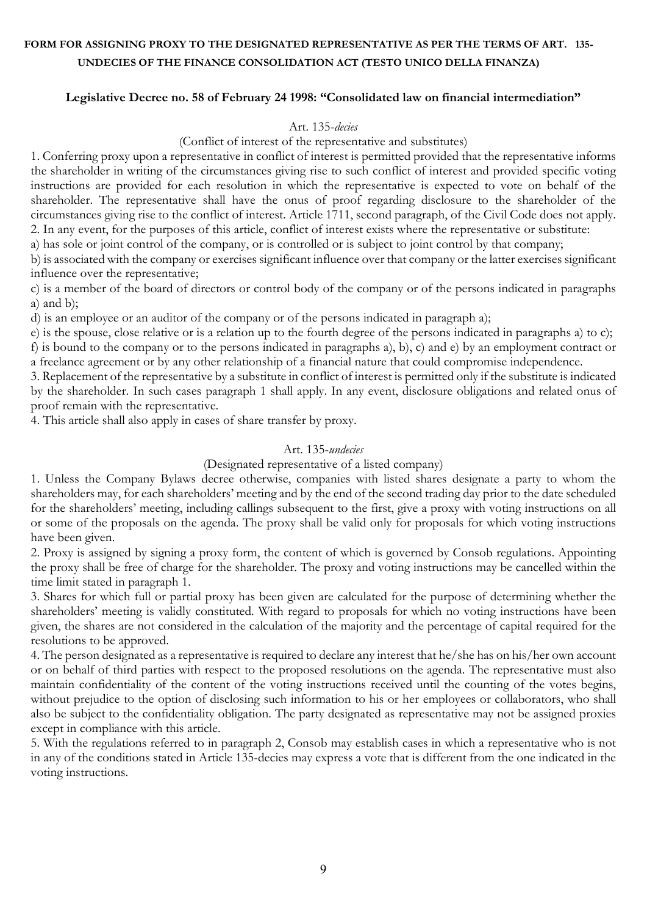**FORM FOR ASSIGNING PROXY TO THE DESIGNATED REPRESENTATIVE AS PER THE TERMS OF ART. 135-UNDECIES OF THE FINANCE CONSOLIDATION ACT (TESTO UNICO DELLA FINANZA)**

**Legislative Decree no. 58 of February 24 1998: "Consolidated law on financial intermediation"**

Art. 135-*decies*

(Conflict of interest of the representative and substitutes)

1. Conferring proxy upon a representative in conflict of interest is permitted provided that the representative informs the shareholder in writing of the circumstances giving rise to such conflict of interest and provided specific voting instructions are provided for each resolution in which the representative is expected to vote on behalf of the shareholder. The representative shall have the onus of proof regarding disclosure to the shareholder of the circumstances giving rise to the conflict of interest. Article 1711, second paragraph, of the Civil Code does not apply.
2. In any event, for the purposes of this article, conflict of interest exists where the representative or substitute:

a) has sole or joint control of the company, or is controlled or is subject to joint control by that company;

b) is associated with the company or exercises significant influence over that company or the latter exercises significant influence over the representative;

c) is a member of the board of directors or control body of the company or of the persons indicated in paragraphs a) and b);

d) is an employee or an auditor of the company or of the persons indicated in paragraph a);

e) is the spouse, close relative or is a relation up to the fourth degree of the persons indicated in paragraphs a) to c);

f) is bound to the company or to the persons indicated in paragraphs a), b), c) and e) by an employment contract or a freelance agreement or by any other relationship of a financial nature that could compromise independence.

3. Replacement of the representative by a substitute in conflict of interest is permitted only if the substitute is indicated by the shareholder. In such cases paragraph 1 shall apply. In any event, disclosure obligations and related onus of proof remain with the representative.
4. This article shall also apply in cases of share transfer by proxy.

Art. 135-*undecies*

(Designated representative of a listed company)

1. Unless the Company Bylaws decree otherwise, companies with listed shares designate a party to whom the shareholders may, for each shareholders' meeting and by the end of the second trading day prior to the date scheduled for the shareholders' meeting, including callings subsequent to the first, give a proxy with voting instructions on all or some of the proposals on the agenda. The proxy shall be valid only for proposals for which voting instructions have been given.
2. Proxy is assigned by signing a proxy form, the content of which is governed by Consob regulations. Appointing the proxy shall be free of charge for the shareholder. The proxy and voting instructions may be cancelled within the time limit stated in paragraph 1.
3. Shares for which full or partial proxy has been given are calculated for the purpose of determining whether the shareholders' meeting is validly constituted. With regard to proposals for which no voting instructions have been given, the shares are not considered in the calculation of the majority and the percentage of capital required for the resolutions to be approved.
4. The person designated as a representative is required to declare any interest that he/she has on his/her own account or on behalf of third parties with respect to the proposed resolutions on the agenda. The representative must also maintain confidentiality of the content of the voting instructions received until the counting of the votes begins, without prejudice to the option of disclosing such information to his or her employees or collaborators, who shall also be subject to the confidentiality obligation. The party designated as representative may not be assigned proxies except in compliance with this article.
5. With the regulations referred to in paragraph 2, Consob may establish cases in which a representative who is not in any of the conditions stated in Article 135-decies may express a vote that is different from the one indicated in the voting instructions.